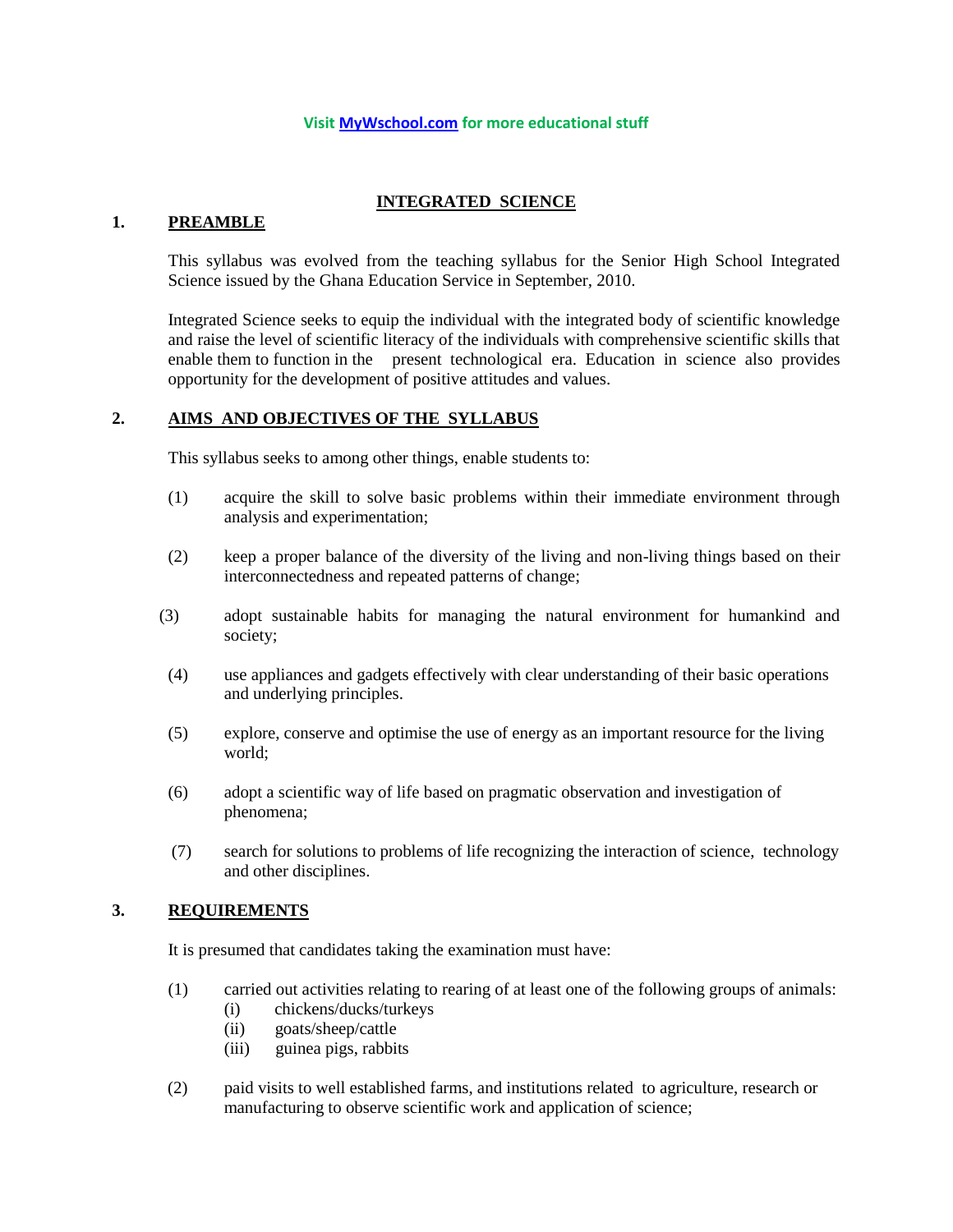Visit MyWschool.com for more educational stuff

# INTEGRATED SCIENCE

## 1. PREAMBLE

This syllabus was evolved from the teaching syllabus for the Senior High School Integrated Science issued by the Ghana Education Service in September, 2010.

Integrated Science seeks to equip the individual with the integrated body of scientific knowledge and raise the level of scientific literacy of the individuals with comprehensive scientific skills that enable them to function in the present technological era. Education in science also provides opportunity for the development of positive attitudes and values.

## 2. AIMS AND OBJECTIVES OF THE SYLLABUS

This syllabus seeks to among other things, enable students to:

(1) acquire the skill to solve basic problems within their immediate environment through analysis and experimentation;

(2) keep a proper balance of the diversity of the living and non-living things based on their interconnectedness and repeated patterns of change;

(3) adopt sustainable habits for managing the natural environment for humankind and society;

(4) use appliances and gadgets effectively with clear understanding of their basic operations and underlying principles.

(5) explore, conserve and optimise the use of energy as an important resource for the living world;

(6) adopt a scientific way of life based on pragmatic observation and investigation of phenomena;

(7) search for solutions to problems of life recognizing the interaction of science, technology and other disciplines.

## 3. REQUIREMENTS

It is presumed that candidates taking the examination must have:

(1) carried out activities relating to rearing of at least one of the following groups of animals:
   - (i) chickens/ducks/turkeys
   - (ii) goats/sheep/cattle
   - (iii) guinea pigs, rabbits

(2) paid visits to well established farms, and institutions related to agriculture, research or manufacturing to observe scientific work and application of science;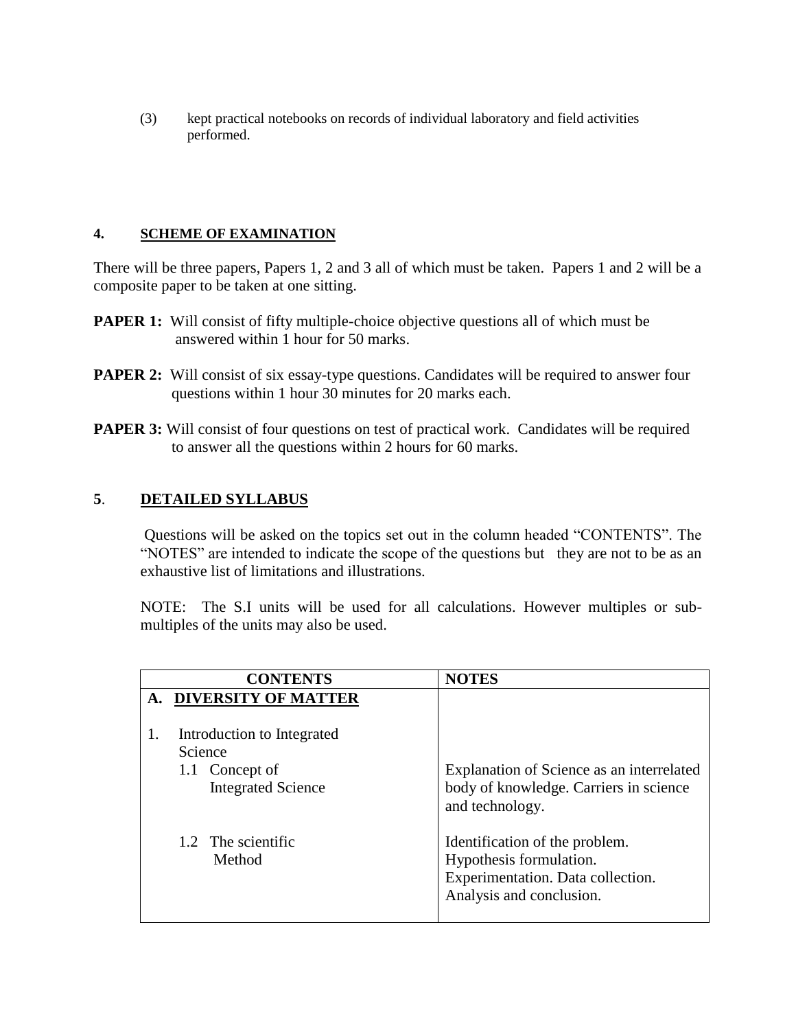(3) kept practical notebooks on records of individual laboratory and field activities performed.

## 4. SCHEME OF EXAMINATION

There will be three papers, Papers 1, 2 and 3 all of which must be taken. Papers 1 and 2 will be a composite paper to be taken at one sitting.

**PAPER 1:** Will consist of fifty multiple-choice objective questions all of which must be answered within 1 hour for 50 marks.

**PAPER 2:** Will consist of six essay-type questions. Candidates will be required to answer four questions within 1 hour 30 minutes for 20 marks each.

**PAPER 3:** Will consist of four questions on test of practical work. Candidates will be required to answer all the questions within 2 hours for 60 marks.

## 5. DETAILED SYLLABUS

Questions will be asked on the topics set out in the column headed "CONTENTS". The "NOTES" are intended to indicate the scope of the questions but they are not to be as an exhaustive list of limitations and illustrations.

NOTE: The S.I units will be used for all calculations. However multiples or sub-multiples of the units may also be used.

| CONTENTS | NOTES |
|---|---|
| **A. DIVERSITY OF MATTER** | |
| 1. Introduction to Integrated Science | |
| 1.1 Concept of Integrated Science | Explanation of Science as an interrelated body of knowledge. Carriers in science and technology. |
| 1.2 The scientific Method | Identification of the problem. Hypothesis formulation. Experimentation. Data collection. Analysis and conclusion. |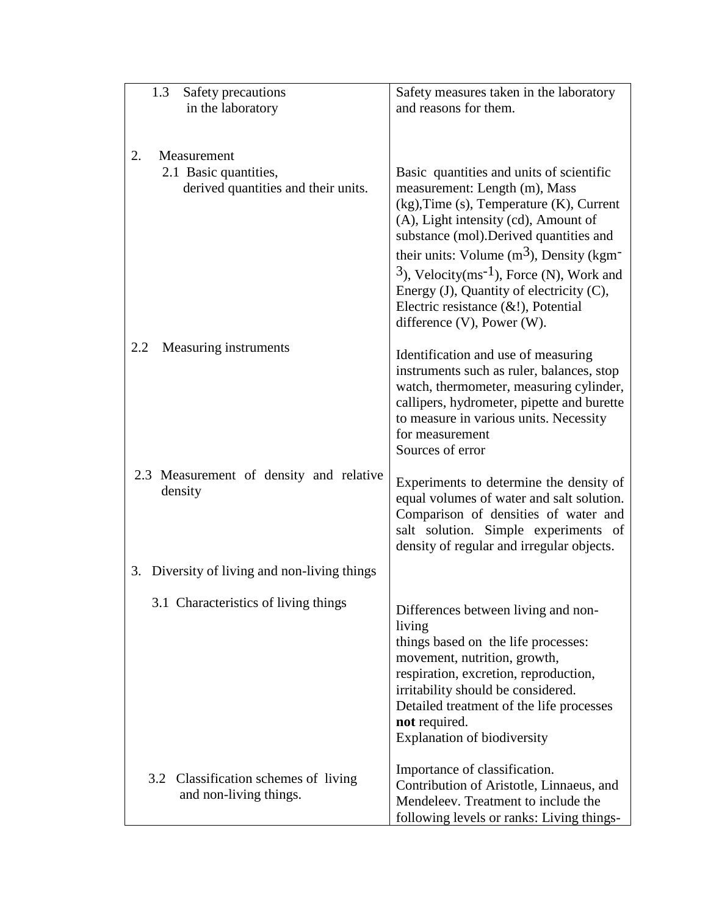| | |
|---|---|
| 1.3 Safety precautions in the laboratory | Safety measures taken in the laboratory and reasons for them. |
| 2. Measurement | |
| 2.1 Basic quantities, derived quantities and their units. | Basic quantities and units of scientific measurement: Length (m), Mass (kg),Time (s), Temperature (K), Current (A), Light intensity (cd), Amount of substance (mol).Derived quantities and their units: Volume ($m^3$), Density ($kgm^{-3}$), Velocity($ms^{-1}$), Force (N), Work and Energy (J), Quantity of electricity (C), Electric resistance (&!), Potential difference (V), Power (W). |
| 2.2 Measuring instruments | Identification and use of measuring instruments such as ruler, balances, stop watch, thermometer, measuring cylinder, callipers, hydrometer, pipette and burette to measure in various units. Necessity for measurement<br>Sources of error |
| 2.3 Measurement of density and relative density | Experiments to determine the density of equal volumes of water and salt solution. Comparison of densities of water and salt solution. Simple experiments of density of regular and irregular objects. |
| 3. Diversity of living and non-living things | |
| 3.1 Characteristics of living things | Differences between living and non-living<br>things based on the life processes: movement, nutrition, growth, respiration, excretion, reproduction, irritability should be considered. Detailed treatment of the life processes **not** required.<br>Explanation of biodiversity |
| 3.2 Classification schemes of living and non-living things. | Importance of classification. Contribution of Aristotle, Linnaeus, and Mendeleev. Treatment to include the following levels or ranks: Living things- |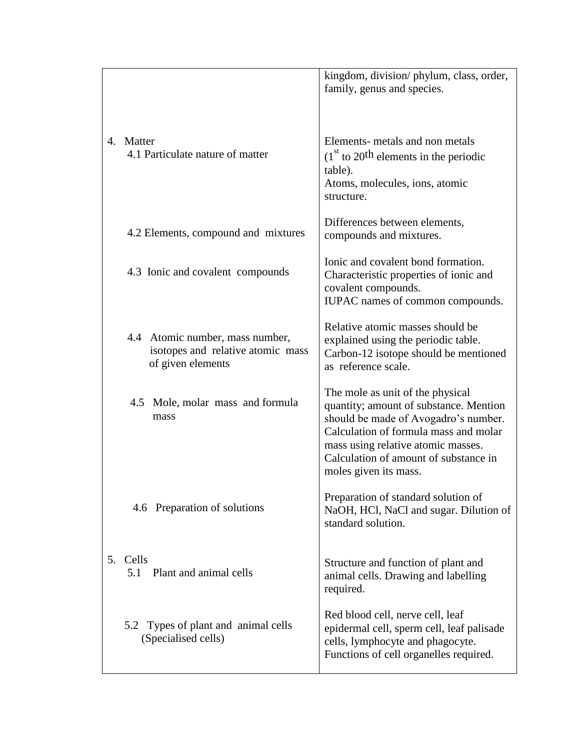| | |
|---|---|
| | kingdom, division/ phylum, class, order, family, genus and species. |
| 4. Matter<br>4.1 Particulate nature of matter | Elements- metals and non metals ($1^{st}$ to $20^{th}$ elements in the periodic table).<br>Atoms, molecules, ions, atomic structure. |
| 4.2 Elements, compound and mixtures | Differences between elements, compounds and mixtures. |
| 4.3 Ionic and covalent compounds | Ionic and covalent bond formation.<br>Characteristic properties of ionic and covalent compounds.<br>IUPAC names of common compounds. |
| 4.4 Atomic number, mass number, isotopes and relative atomic mass of given elements | Relative atomic masses should be explained using the periodic table.<br>Carbon-12 isotope should be mentioned as reference scale. |
| 4.5 Mole, molar mass and formula mass | The mole as unit of the physical quantity; amount of substance. Mention should be made of Avogadro's number.<br>Calculation of formula mass and molar mass using relative atomic masses.<br>Calculation of amount of substance in moles given its mass. |
| 4.6 Preparation of solutions | Preparation of standard solution of NaOH, HCl, NaCl and sugar. Dilution of standard solution. |
| 5. Cells<br>5.1 Plant and animal cells | Structure and function of plant and animal cells. Drawing and labelling required. |
| 5.2 Types of plant and animal cells (Specialised cells) | Red blood cell, nerve cell, leaf epidermal cell, sperm cell, leaf palisade cells, lymphocyte and phagocyte.<br>Functions of cell organelles required. |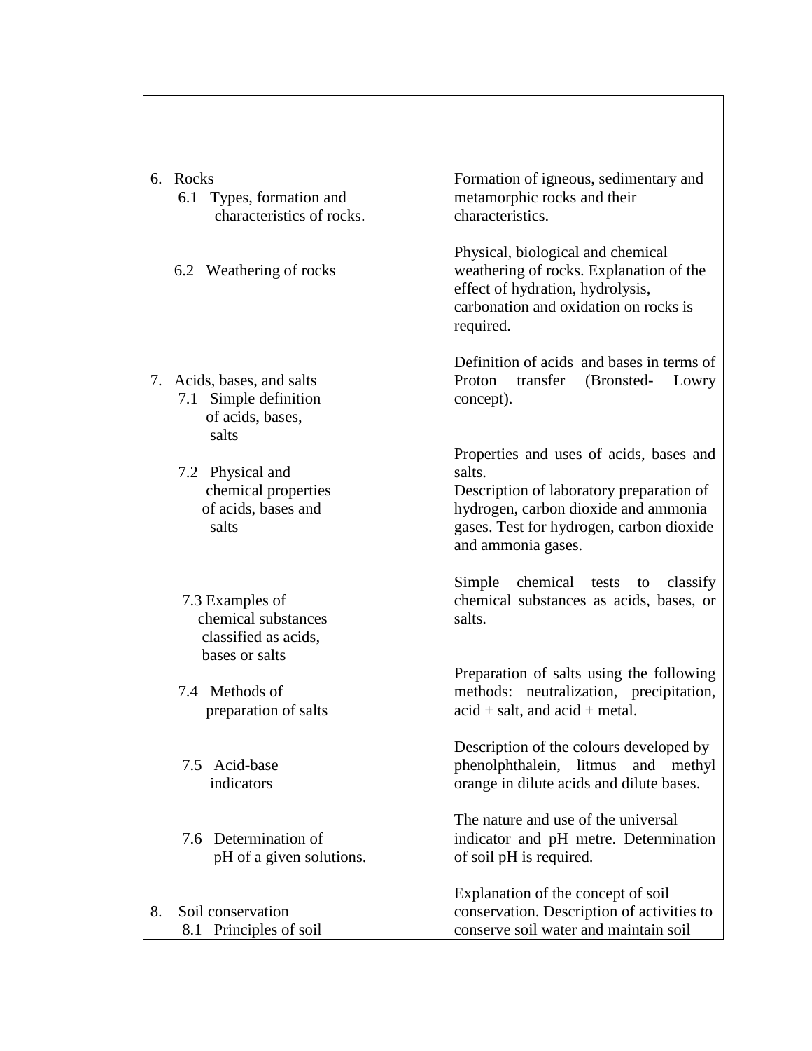| | |
|---|---|
| 6. Rocks<br>6.1 Types, formation and characteristics of rocks. | Formation of igneous, sedimentary and metamorphic rocks and their characteristics. |
| 6.2 Weathering of rocks | Physical, biological and chemical weathering of rocks. Explanation of the effect of hydration, hydrolysis, carbonation and oxidation on rocks is required. |
| 7. Acids, bases, and salts<br>7.1 Simple definition of acids, bases, salts | Definition of acids and bases in terms of Proton transfer (Bronsted- Lowry concept). |
| 7.2 Physical and chemical properties of acids, bases and salts | Properties and uses of acids, bases and salts.<br>Description of laboratory preparation of hydrogen, carbon dioxide and ammonia gases. Test for hydrogen, carbon dioxide and ammonia gases. |
| 7.3 Examples of chemical substances classified as acids, bases or salts | Simple chemical tests to classify chemical substances as acids, bases, or salts. |
| 7.4 Methods of preparation of salts | Preparation of salts using the following methods: neutralization, precipitation, acid + salt, and acid + metal. |
| 7.5 Acid-base indicators | Description of the colours developed by phenolphthalein, litmus and methyl orange in dilute acids and dilute bases. |
| 7.6 Determination of pH of a given solutions. | The nature and use of the universal indicator and pH metre. Determination of soil pH is required. |
| 8. Soil conservation<br>8.1 Principles of soil | Explanation of the concept of soil conservation. Description of activities to conserve soil water and maintain soil |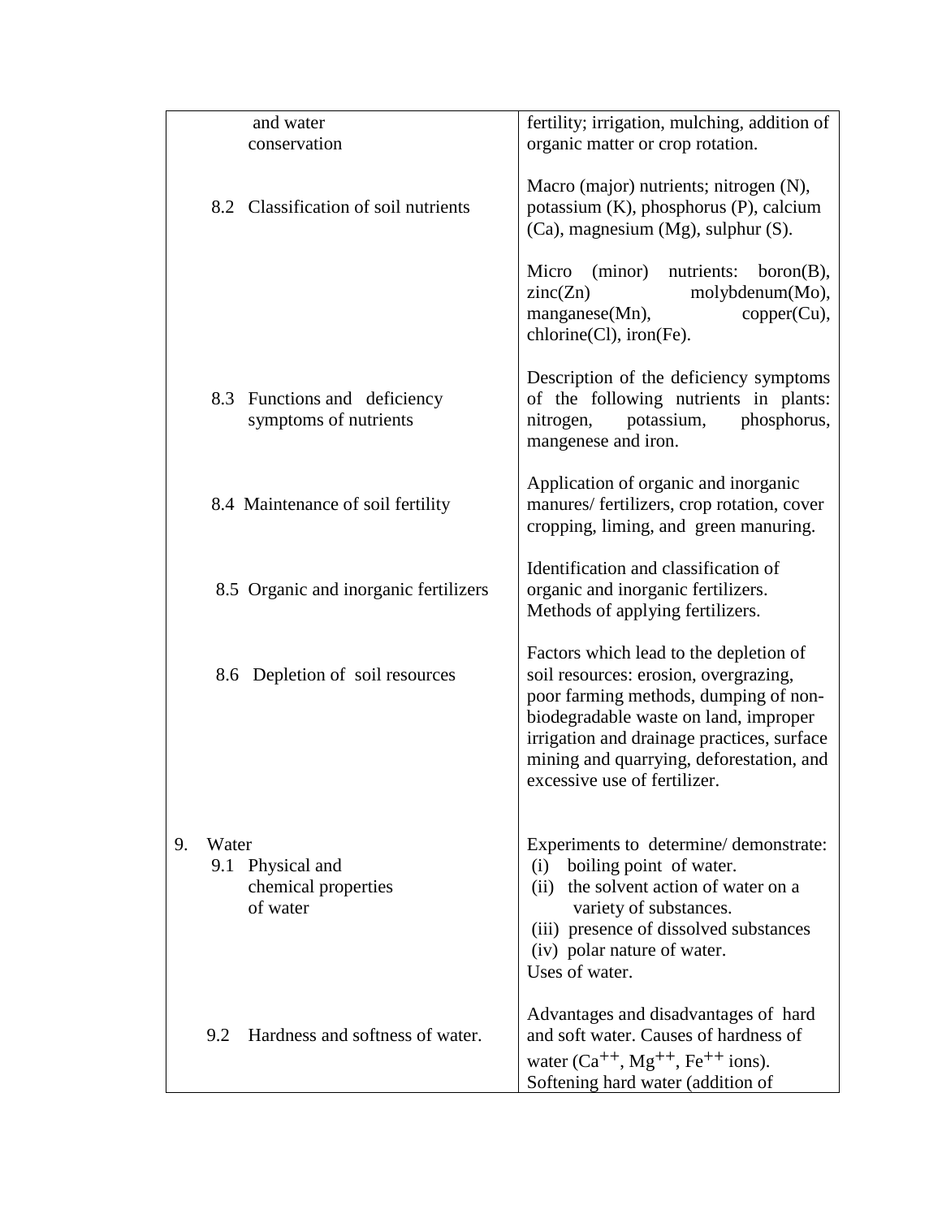| | |
|---|---|
| and water conservation | fertility; irrigation, mulching, addition of organic matter or crop rotation. |
| 8.2 Classification of soil nutrients | Macro (major) nutrients; nitrogen (N), potassium (K), phosphorus (P), calcium (Ca), magnesium (Mg), sulphur (S).<br><br>Micro (minor) nutrients: boron(B), zinc(Zn) molybdenum(Mo), manganese(Mn), copper(Cu), chlorine(Cl), iron(Fe). |
| 8.3 Functions and deficiency symptoms of nutrients | Description of the deficiency symptoms of the following nutrients in plants: nitrogen, potassium, phosphorus, mangenese and iron. |
| 8.4 Maintenance of soil fertility | Application of organic and inorganic manures/ fertilizers, crop rotation, cover cropping, liming, and green manuring. |
| 8.5 Organic and inorganic fertilizers | Identification and classification of organic and inorganic fertilizers. Methods of applying fertilizers. |
| 8.6 Depletion of soil resources | Factors which lead to the depletion of soil resources: erosion, overgrazing, poor farming methods, dumping of non-biodegradable waste on land, improper irrigation and drainage practices, surface mining and quarrying, deforestation, and excessive use of fertilizer. |
| 9. Water<br>9.1 Physical and chemical properties of water | Experiments to determine/ demonstrate:<br>(i) boiling point of water.<br>(ii) the solvent action of water on a variety of substances.<br>(iii) presence of dissolved substances<br>(iv) polar nature of water.<br>Uses of water. |
| 9.2 Hardness and softness of water. | Advantages and disadvantages of hard and soft water. Causes of hardness of water ($Ca^{++}$, $Mg^{++}$, $Fe^{++}$ ions). Softening hard water (addition of |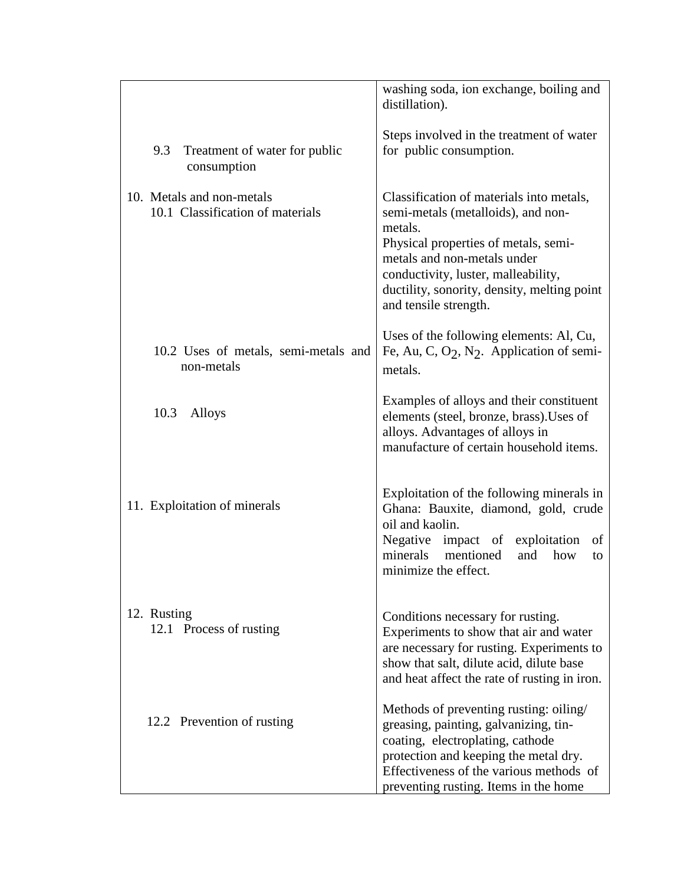| | |
|---|---|
| | washing soda, ion exchange, boiling and distillation). |
| 9.3 Treatment of water for public consumption | Steps involved in the treatment of water for public consumption. |
| 10. Metals and non-metals<br>10.1 Classification of materials | Classification of materials into metals, semi-metals (metalloids), and non-metals.<br>Physical properties of metals, semi-metals and non-metals under conductivity, luster, malleability, ductility, sonority, density, melting point and tensile strength. |
| 10.2 Uses of metals, semi-metals and non-metals | Uses of the following elements: Al, Cu, Fe, Au, C, $O_2$, $N_2$. Application of semi-metals. |
| 10.3 Alloys | Examples of alloys and their constituent elements (steel, bronze, brass).Uses of alloys. Advantages of alloys in manufacture of certain household items. |
| 11. Exploitation of minerals | Exploitation of the following minerals in Ghana: Bauxite, diamond, gold, crude oil and kaolin.<br>Negative impact of exploitation of minerals mentioned and how to minimize the effect. |
| 12. Rusting<br>12.1 Process of rusting | Conditions necessary for rusting.<br>Experiments to show that air and water are necessary for rusting. Experiments to show that salt, dilute acid, dilute base and heat affect the rate of rusting in iron. |
| 12.2 Prevention of rusting | Methods of preventing rusting: oiling/ greasing, painting, galvanizing, tin-coating, electroplating, cathode protection and keeping the metal dry. Effectiveness of the various methods of preventing rusting. Items in the home |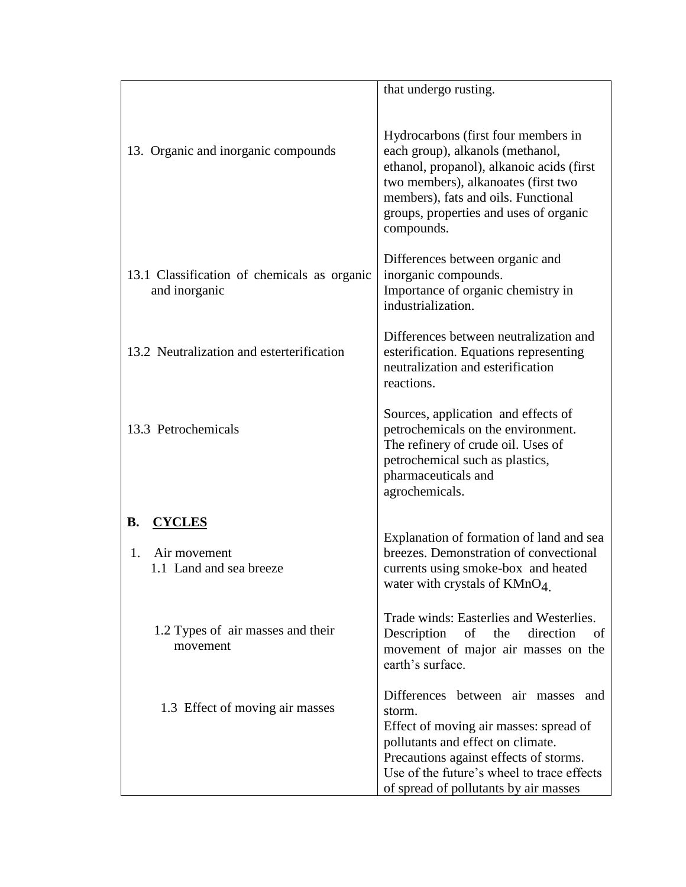| | |
|---|---|
| | that undergo rusting. |
| 13. Organic and inorganic compounds | Hydrocarbons (first four members in each group), alkanols (methanol, ethanol, propanol), alkanoic acids (first two members), alkanoates (first two members), fats and oils. Functional groups, properties and uses of organic compounds. |
| 13.1 Classification of chemicals as organic and inorganic | Differences between organic and inorganic compounds.<br>Importance of organic chemistry in industrialization. |
| 13.2 Neutralization and esterterification | Differences between neutralization and esterification. Equations representing neutralization and esterification reactions. |
| 13.3 Petrochemicals | Sources, application and effects of petrochemicals on the environment. The refinery of crude oil. Uses of petrochemical such as plastics, pharmaceuticals and agrochemicals. |
| **B. <u>CYCLES</u>** | |
| 1. Air movement<br>1.1 Land and sea breeze | Explanation of formation of land and sea breezes. Demonstration of convectional currents using smoke-box and heated water with crystals of $KMnO_4$. |
| 1.2 Types of air masses and their movement | Trade winds: Easterlies and Westerlies. Description of the direction of movement of major air masses on the earth's surface. |
| 1.3 Effect of moving air masses | Differences between air masses and storm.<br>Effect of moving air masses: spread of pollutants and effect on climate.<br>Precautions against effects of storms.<br>Use of the future's wheel to trace effects of spread of pollutants by air masses |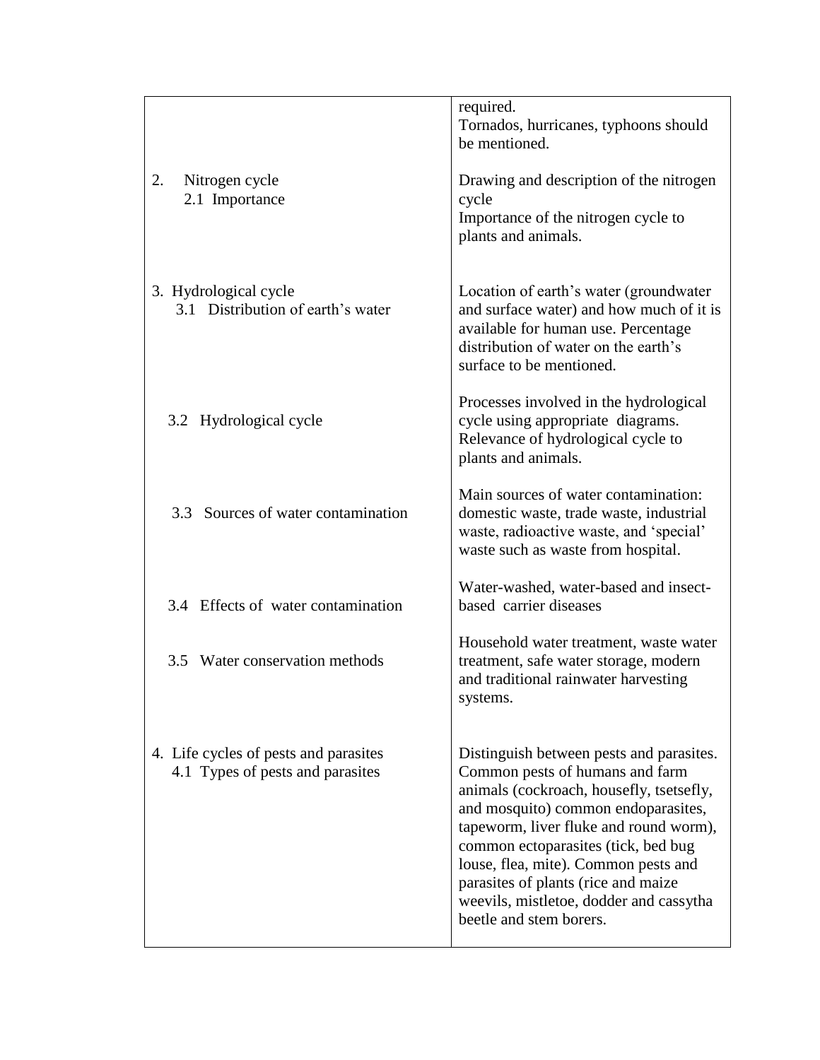| | |
|---|---|
| | required.<br>Tornados, hurricanes, typhoons should be mentioned. |
| 2. Nitrogen cycle<br>2.1 Importance | Drawing and description of the nitrogen cycle<br>Importance of the nitrogen cycle to plants and animals. |
| 3. Hydrological cycle<br>3.1 Distribution of earth's water | Location of earth's water (groundwater and surface water) and how much of it is available for human use. Percentage distribution of water on the earth's surface to be mentioned. |
| 3.2 Hydrological cycle | Processes involved in the hydrological cycle using appropriate diagrams.<br>Relevance of hydrological cycle to plants and animals. |
| 3.3 Sources of water contamination | Main sources of water contamination: domestic waste, trade waste, industrial waste, radioactive waste, and 'special' waste such as waste from hospital. |
| 3.4 Effects of water contamination | Water-washed, water-based and insect-based carrier diseases |
| 3.5 Water conservation methods | Household water treatment, waste water treatment, safe water storage, modern and traditional rainwater harvesting systems. |
| 4. Life cycles of pests and parasites<br>4.1 Types of pests and parasites | Distinguish between pests and parasites. Common pests of humans and farm animals (cockroach, housefly, tsetsefly, and mosquito) common endoparasites, tapeworm, liver fluke and round worm), common ectoparasites (tick, bed bug louse, flea, mite). Common pests and parasites of plants (rice and maize weevils, mistletoe, dodder and cassytha beetle and stem borers. |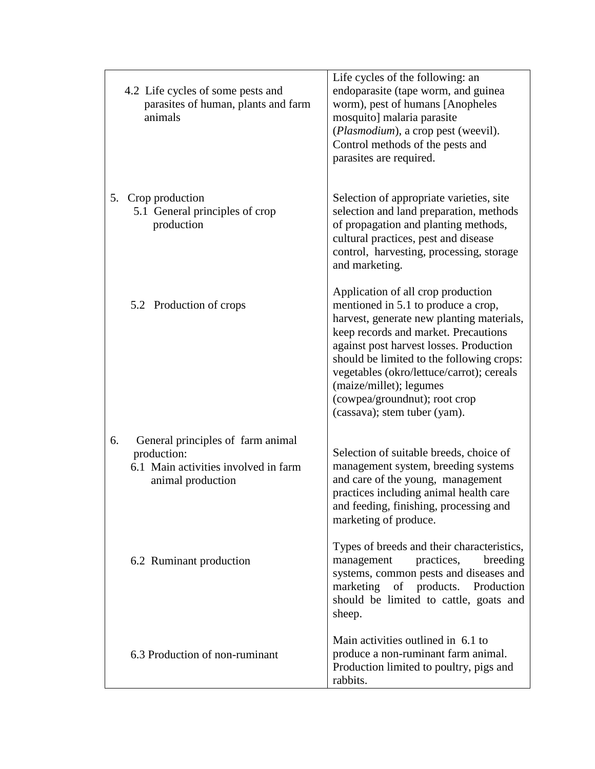| | |
|---|---|
| 4.2 Life cycles of some pests and parasites of human, plants and farm animals | Life cycles of the following: an endoparasite (tape worm, and guinea worm), pest of humans [Anopheles mosquito] malaria parasite (*Plasmodium*), a crop pest (weevil). Control methods of the pests and parasites are required. |
| 5. Crop production<br>5.1 General principles of crop production | Selection of appropriate varieties, site selection and land preparation, methods of propagation and planting methods, cultural practices, pest and disease control, harvesting, processing, storage and marketing. |
| 5.2 Production of crops | Application of all crop production mentioned in 5.1 to produce a crop, harvest, generate new planting materials, keep records and market. Precautions against post harvest losses. Production should be limited to the following crops: vegetables (okro/lettuce/carrot); cereals (maize/millet); legumes (cowpea/groundnut); root crop (cassava); stem tuber (yam). |
| 6. General principles of farm animal production:<br>6.1 Main activities involved in farm animal production | Selection of suitable breeds, choice of management system, breeding systems and care of the young, management practices including animal health care and feeding, finishing, processing and marketing of produce. |
| 6.2 Ruminant production | Types of breeds and their characteristics, management practices, breeding systems, common pests and diseases and marketing of products. Production should be limited to cattle, goats and sheep. |
| 6.3 Production of non-ruminant | Main activities outlined in 6.1 to produce a non-ruminant farm animal. Production limited to poultry, pigs and rabbits. |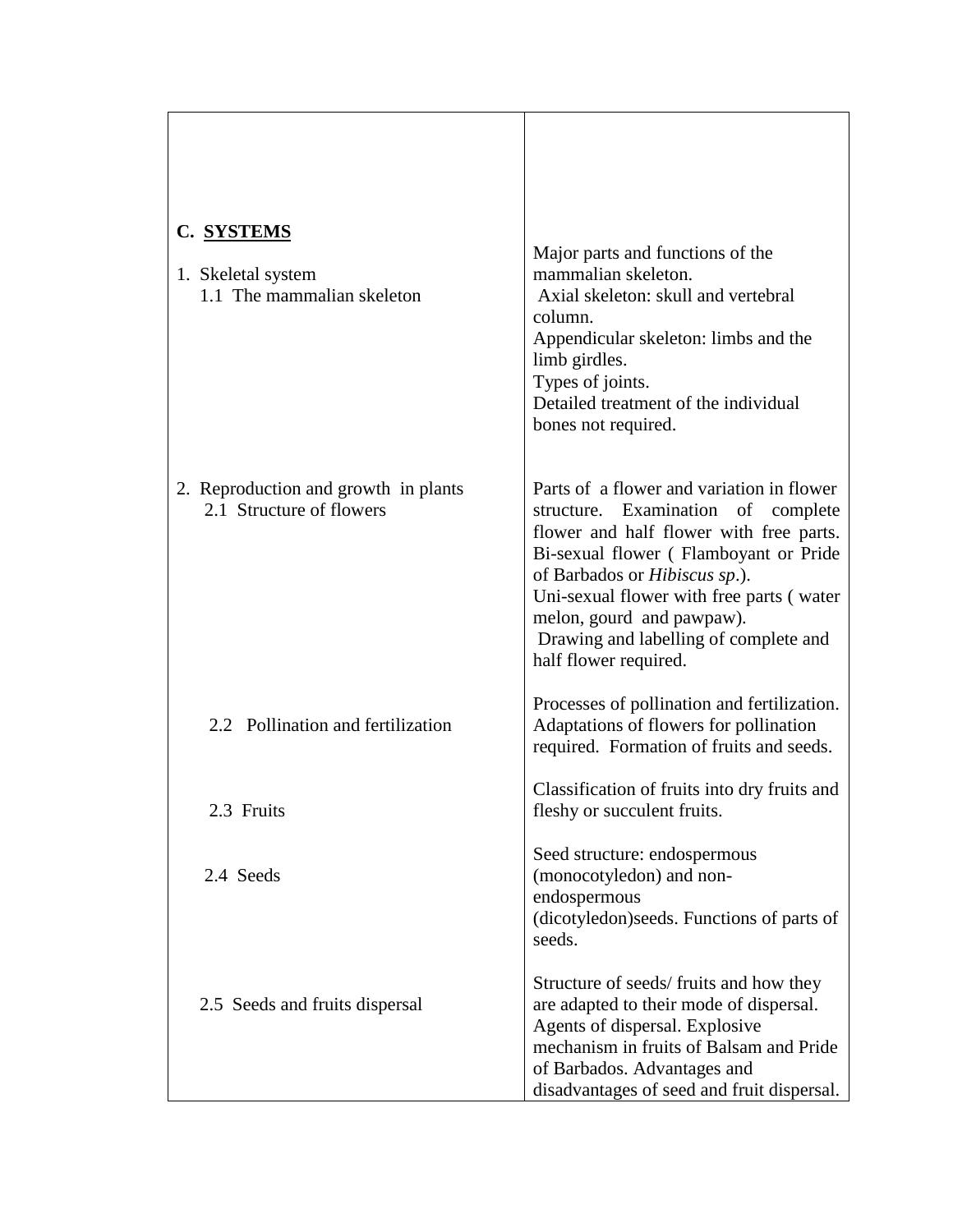| | |
|---|---|
| **C. <u>SYSTEMS</u>** | |
| 1. Skeletal system<br>1.1 The mammalian skeleton | Major parts and functions of the mammalian skeleton.<br>Axial skeleton: skull and vertebral column.<br>Appendicular skeleton: limbs and the limb girdles.<br>Types of joints.<br>Detailed treatment of the individual bones not required. |
| 2. Reproduction and growth in plants<br>2.1 Structure of flowers | Parts of a flower and variation in flower structure. Examination of complete flower and half flower with free parts. Bi-sexual flower ( Flamboyant or Pride of Barbados or *Hibiscus sp*.).<br>Uni-sexual flower with free parts ( water melon, gourd and pawpaw).<br>Drawing and labelling of complete and half flower required. |
| 2.2 Pollination and fertilization | Processes of pollination and fertilization. Adaptations of flowers for pollination required. Formation of fruits and seeds. |
| 2.3 Fruits | Classification of fruits into dry fruits and fleshy or succulent fruits. |
| 2.4 Seeds | Seed structure: endospermous (monocotyledon) and non-endospermous (dicotyledon)seeds. Functions of parts of seeds. |
| 2.5 Seeds and fruits dispersal | Structure of seeds/ fruits and how they are adapted to their mode of dispersal. Agents of dispersal. Explosive mechanism in fruits of Balsam and Pride of Barbados. Advantages and disadvantages of seed and fruit dispersal. |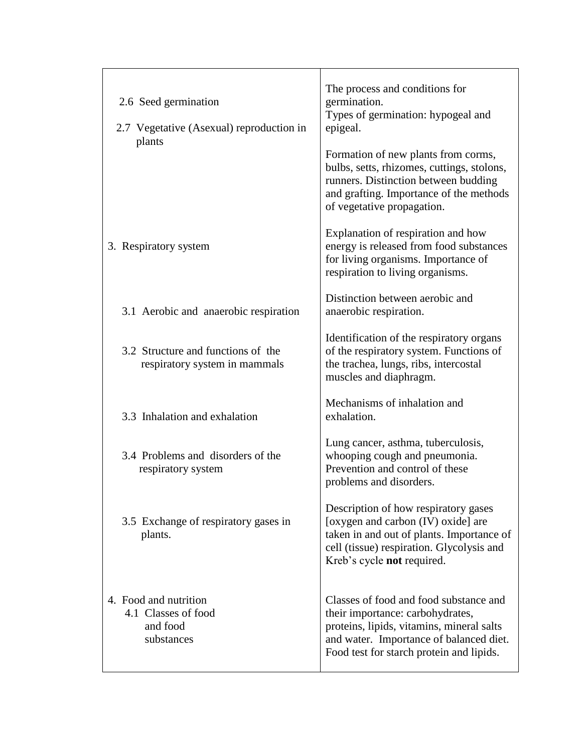| | |
|---|---|
| 2.6 Seed germination<br><br>2.7 Vegetative (Asexual) reproduction in plants | The process and conditions for germination.<br>Types of germination: hypogeal and epigeal.<br><br>Formation of new plants from corms, bulbs, setts, rhizomes, cuttings, stolons, runners. Distinction between budding and grafting. Importance of the methods of vegetative propagation. |
| 3. Respiratory system | Explanation of respiration and how energy is released from food substances for living organisms. Importance of respiration to living organisms. |
| 3.1 Aerobic and anaerobic respiration | Distinction between aerobic and anaerobic respiration. |
| 3.2 Structure and functions of the respiratory system in mammals | Identification of the respiratory organs of the respiratory system. Functions of the trachea, lungs, ribs, intercostal muscles and diaphragm. |
| 3.3 Inhalation and exhalation | Mechanisms of inhalation and exhalation. |
| 3.4 Problems and disorders of the respiratory system | Lung cancer, asthma, tuberculosis, whooping cough and pneumonia. Prevention and control of these problems and disorders. |
| 3.5 Exchange of respiratory gases in plants. | Description of how respiratory gases [oxygen and carbon (IV) oxide] are taken in and out of plants. Importance of cell (tissue) respiration. Glycolysis and Kreb's cycle **not** required. |
| 4. Food and nutrition<br>4.1 Classes of food and food substances | Classes of food and food substance and their importance: carbohydrates, proteins, lipids, vitamins, mineral salts and water. Importance of balanced diet. Food test for starch protein and lipids. |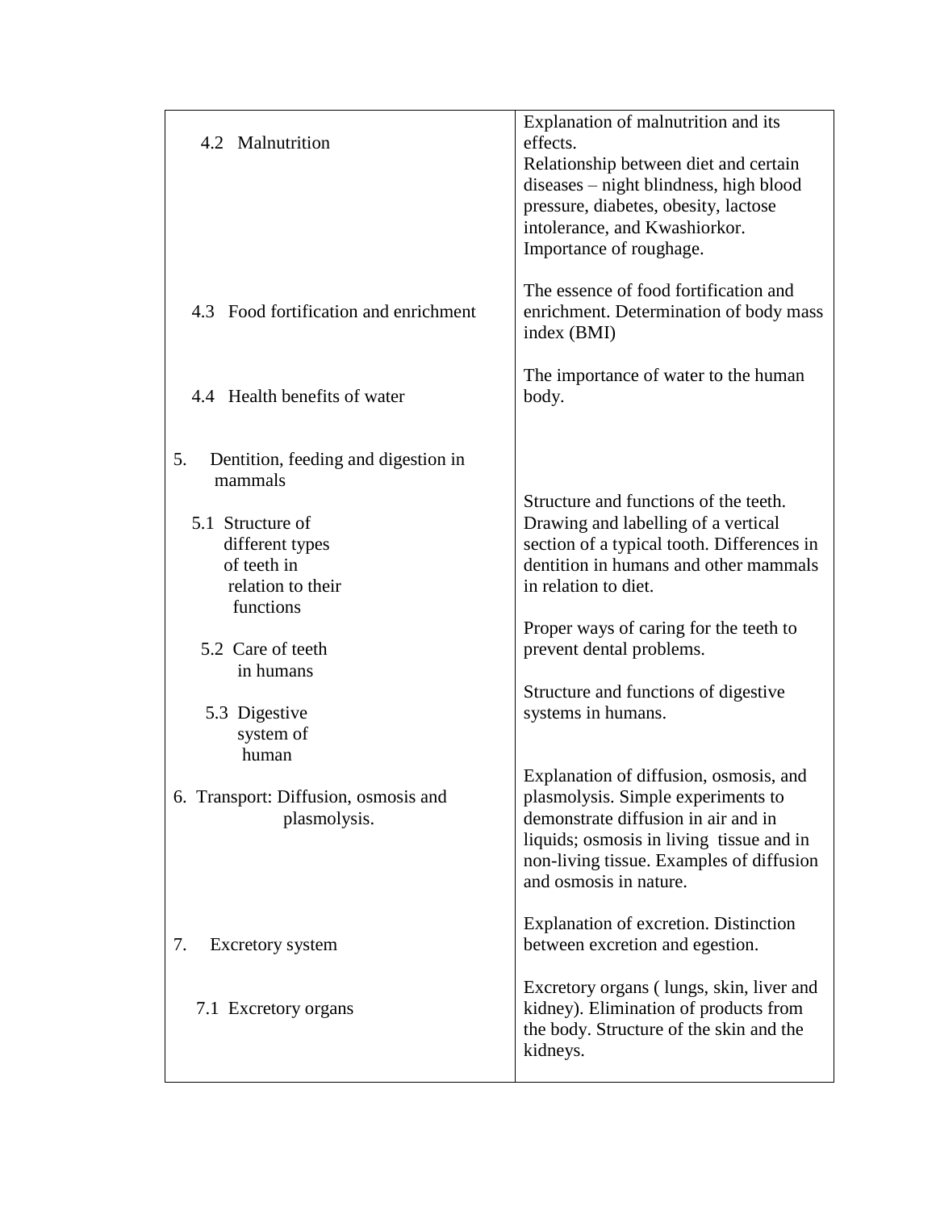| | |
|---|---|
| 4.2 Malnutrition | Explanation of malnutrition and its effects. Relationship between diet and certain diseases – night blindness, high blood pressure, diabetes, obesity, lactose intolerance, and Kwashiorkor. Importance of roughage. |
| 4.3 Food fortification and enrichment | The essence of food fortification and enrichment. Determination of body mass index (BMI) |
| 4.4 Health benefits of water | The importance of water to the human body. |
| 5. Dentition, feeding and digestion in mammals | |
| 5.1 Structure of different types of teeth in relation to their functions | Structure and functions of the teeth. Drawing and labelling of a vertical section of a typical tooth. Differences in dentition in humans and other mammals in relation to diet. |
| 5.2 Care of teeth in humans | Proper ways of caring for the teeth to prevent dental problems. |
| 5.3 Digestive system of human | Structure and functions of digestive systems in humans. |
| 6. Transport: Diffusion, osmosis and plasmolysis. | Explanation of diffusion, osmosis, and plasmolysis. Simple experiments to demonstrate diffusion in air and in liquids; osmosis in living tissue and in non-living tissue. Examples of diffusion and osmosis in nature. |
| 7. Excretory system | Explanation of excretion. Distinction between excretion and egestion. |
| 7.1 Excretory organs | Excretory organs ( lungs, skin, liver and kidney). Elimination of products from the body. Structure of the skin and the kidneys. |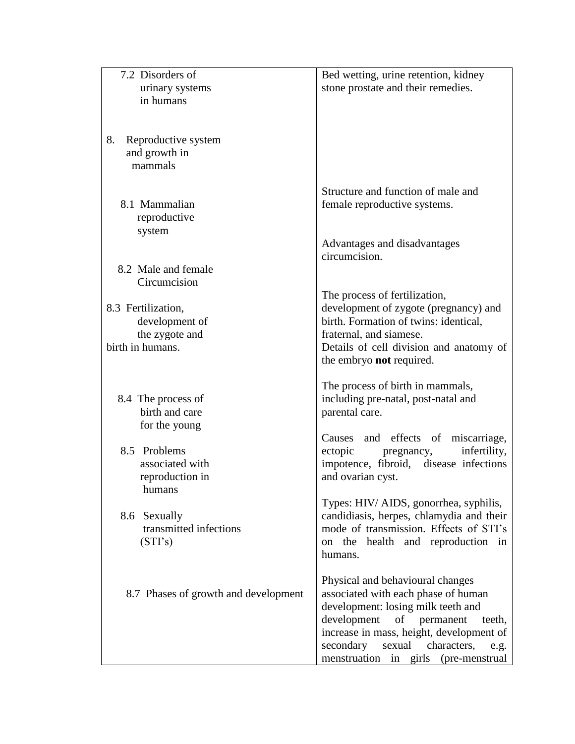| | |
|---|---|
| 7.2 Disorders of urinary systems in humans | Bed wetting, urine retention, kidney stone prostate and their remedies. |
| 8. Reproductive system and growth in mammals | |
| 8.1 Mammalian reproductive system | Structure and function of male and female reproductive systems. |
| 8.2 Male and female Circumcision | Advantages and disadvantages circumcision. |
| 8.3 Fertilization, development of the zygote and birth in humans. | The process of fertilization, development of zygote (pregnancy) and birth. Formation of twins: identical, fraternal, and siamese.<br>Details of cell division and anatomy of the embryo **not** required. |
| 8.4 The process of birth and care for the young | The process of birth in mammals, including pre-natal, post-natal and parental care. |
| 8.5 Problems associated with reproduction in humans | Causes and effects of miscarriage, ectopic pregnancy, infertility, impotence, fibroid, disease infections and ovarian cyst. |
| 8.6 Sexually transmitted infections (STI's) | Types: HIV/ AIDS, gonorrhea, syphilis, candidiasis, herpes, chlamydia and their mode of transmission. Effects of STI's on the health and reproduction in humans. |
| 8.7 Phases of growth and development | Physical and behavioural changes associated with each phase of human development: losing milk teeth and development of permanent teeth, increase in mass, height, development of secondary sexual characters, e.g. menstruation in girls (pre-menstrual |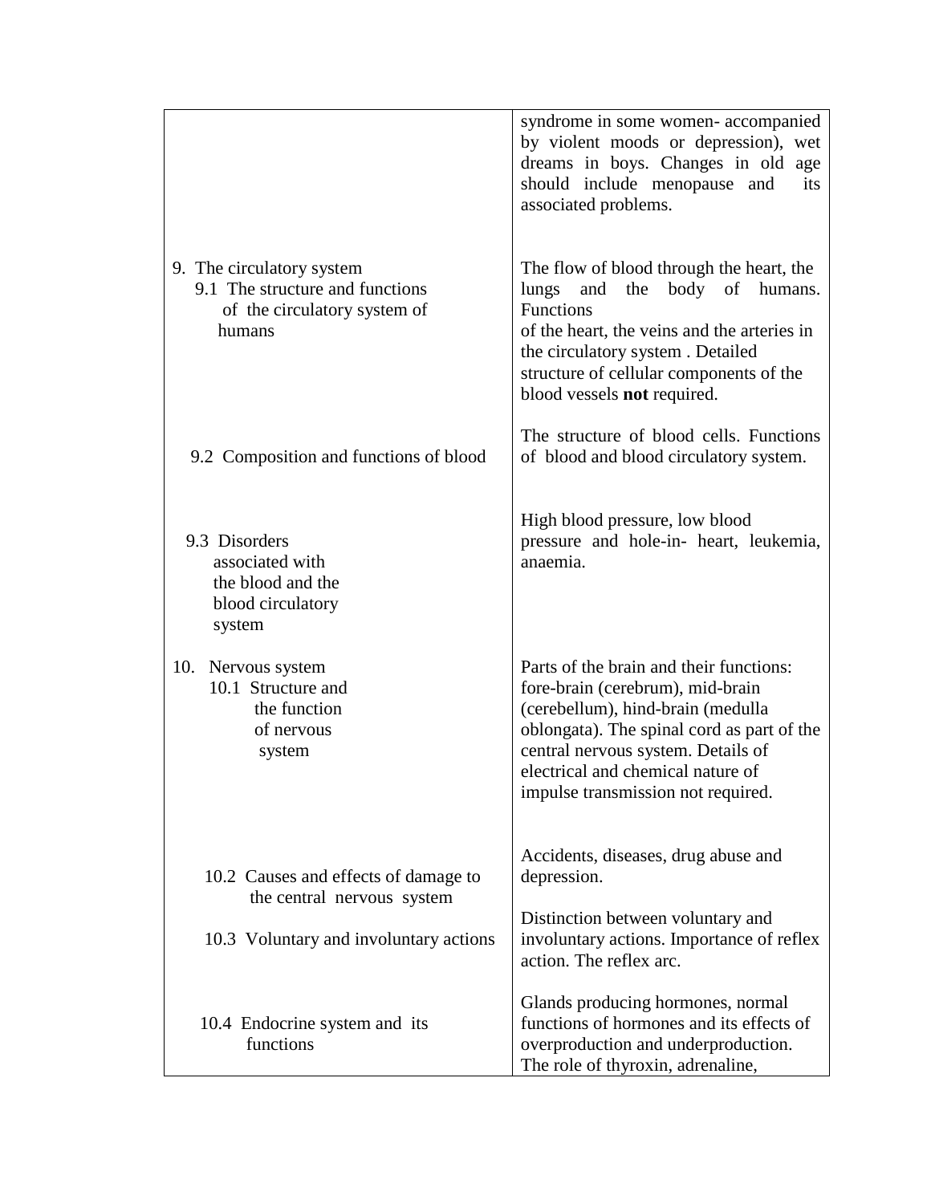| | |
|---|---|
| | syndrome in some women- accompanied by violent moods or depression), wet dreams in boys. Changes in old age should include menopause and its associated problems. |
| 9. The circulatory system<br>9.1 The structure and functions of the circulatory system of humans | The flow of blood through the heart, the lungs and the body of humans. Functions of the heart, the veins and the arteries in the circulatory system . Detailed structure of cellular components of the blood vessels **not** required. |
| 9.2 Composition and functions of blood | The structure of blood cells. Functions of blood and blood circulatory system. |
| 9.3 Disorders associated with the blood and the blood circulatory system | High blood pressure, low blood pressure and hole-in- heart, leukemia, anaemia. |
| 10. Nervous system<br>10.1 Structure and the function of nervous system | Parts of the brain and their functions: fore-brain (cerebrum), mid-brain (cerebellum), hind-brain (medulla oblongata). The spinal cord as part of the central nervous system. Details of electrical and chemical nature of impulse transmission not required. |
| 10.2 Causes and effects of damage to the central nervous system | Accidents, diseases, drug abuse and depression. |
| 10.3 Voluntary and involuntary actions | Distinction between voluntary and involuntary actions. Importance of reflex action. The reflex arc. |
| 10.4 Endocrine system and its functions | Glands producing hormones, normal functions of hormones and its effects of overproduction and underproduction. The role of thyroxin, adrenaline, |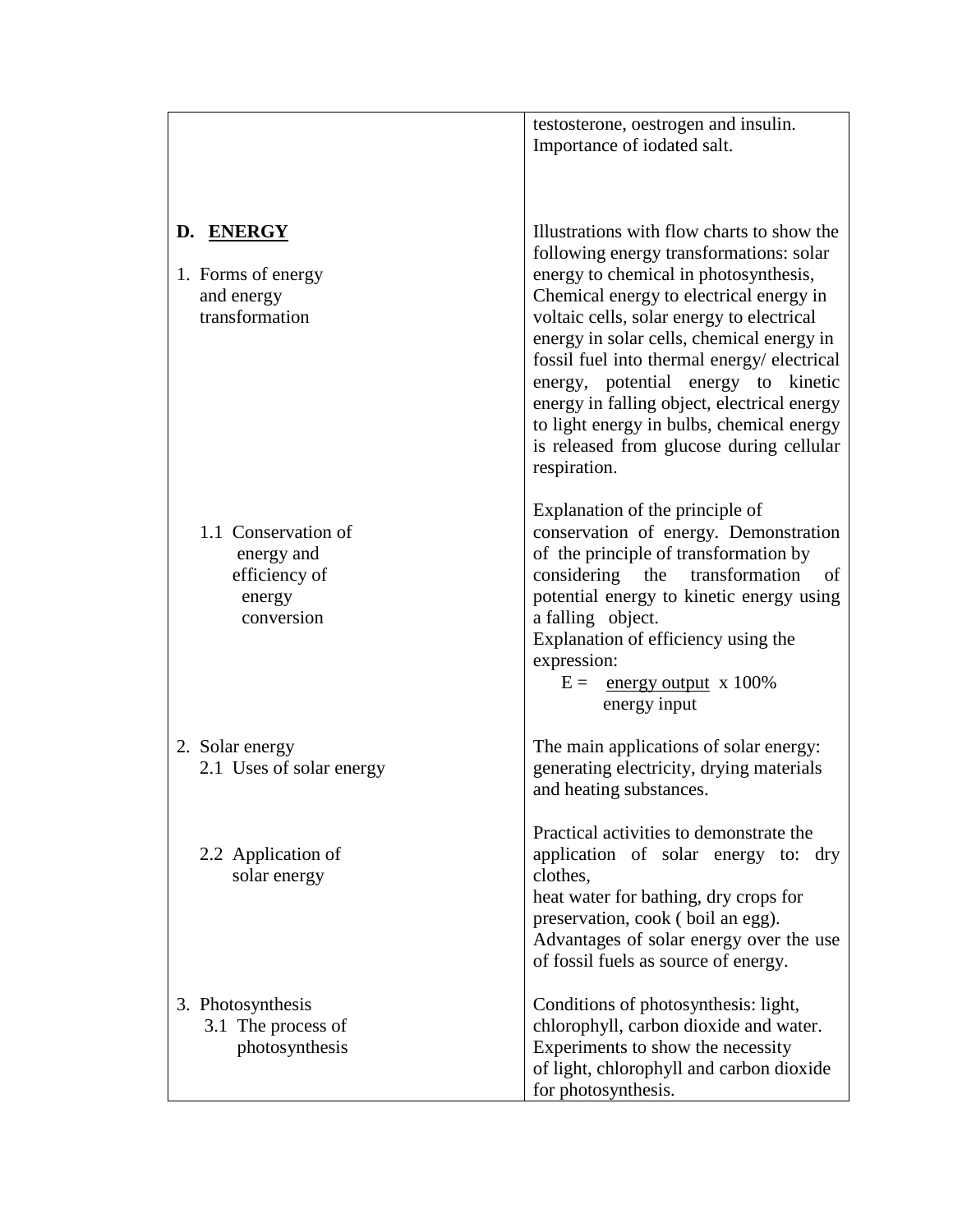| | |
|---|---|
| | testosterone, oestrogen and insulin. Importance of iodated salt. |
| **D. ENERGY**<br><br>1. Forms of energy and energy transformation | Illustrations with flow charts to show the following energy transformations: solar energy to chemical in photosynthesis, Chemical energy to electrical energy in voltaic cells, solar energy to electrical energy in solar cells, chemical energy in fossil fuel into thermal energy/ electrical energy, potential energy to kinetic energy in falling object, electrical energy to light energy in bulbs, chemical energy is released from glucose during cellular respiration. |
| 1.1 Conservation of energy and efficiency of energy conversion | Explanation of the principle of conservation of energy. Demonstration of the principle of transformation by considering the transformation of potential energy to kinetic energy using a falling object.<br>Explanation of efficiency using the expression:<br>$E = \frac{\text{energy output}}{\text{energy input}} \times 100\%$ |
| 2. Solar energy<br>2.1 Uses of solar energy | The main applications of solar energy: generating electricity, drying materials and heating substances. |
| 2.2 Application of solar energy | Practical activities to demonstrate the application of solar energy to: dry clothes,<br>heat water for bathing, dry crops for preservation, cook ( boil an egg).<br>Advantages of solar energy over the use of fossil fuels as source of energy. |
| 3. Photosynthesis<br>3.1 The process of photosynthesis | Conditions of photosynthesis: light, chlorophyll, carbon dioxide and water.<br>Experiments to show the necessity of light, chlorophyll and carbon dioxide for photosynthesis. |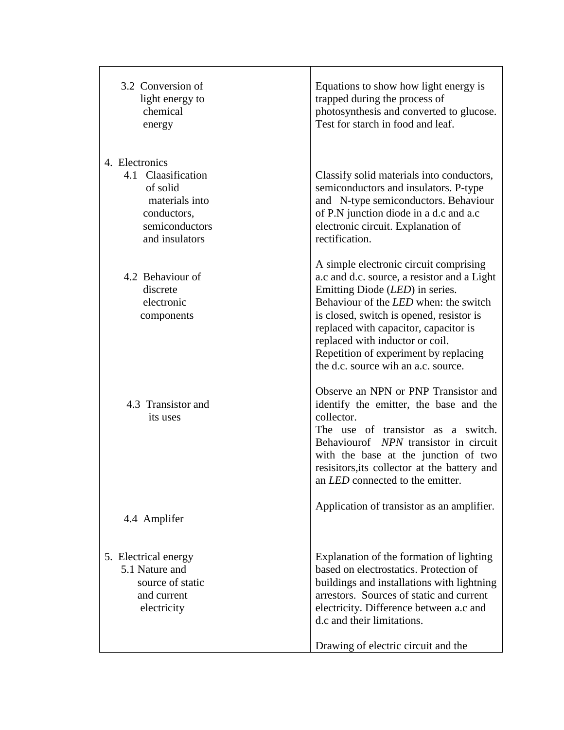| | |
|---|---|
| 3.2 Conversion of light energy to chemical energy | Equations to show how light energy is trapped during the process of photosynthesis and converted to glucose. Test for starch in food and leaf. |
| 4. Electronics | |
| 4.1 Claasification of solid materials into conductors, semiconductors and insulators | Classify solid materials into conductors, semiconductors and insulators. P-type and N-type semiconductors. Behaviour of P.N junction diode in a d.c and a.c electronic circuit. Explanation of rectification. |
| 4.2 Behaviour of discrete electronic components | A simple electronic circuit comprising a.c and d.c. source, a resistor and a Light Emitting Diode (*LED*) in series. Behaviour of the *LED* when: the switch is closed, switch is opened, resistor is replaced with capacitor, capacitor is replaced with inductor or coil. Repetition of experiment by replacing the d.c. source wih an a.c. source. |
| 4.3 Transistor and its uses | Observe an NPN or PNP Transistor and identify the emitter, the base and the collector. The use of transistor as a switch. Behaviourof *NPN* transistor in circuit with the base at the junction of two resisitors,its collector at the battery and an *LED* connected to the emitter. |
| 4.4 Amplifer | Application of transistor as an amplifier. |
| 5. Electrical energy | |
| 5.1 Nature and source of static and current electricity | Explanation of the formation of lighting based on electrostatics. Protection of buildings and installations with lightning arrestors. Sources of static and current electricity. Difference between a.c and d.c and their limitations. |
| | Drawing of electric circuit and the |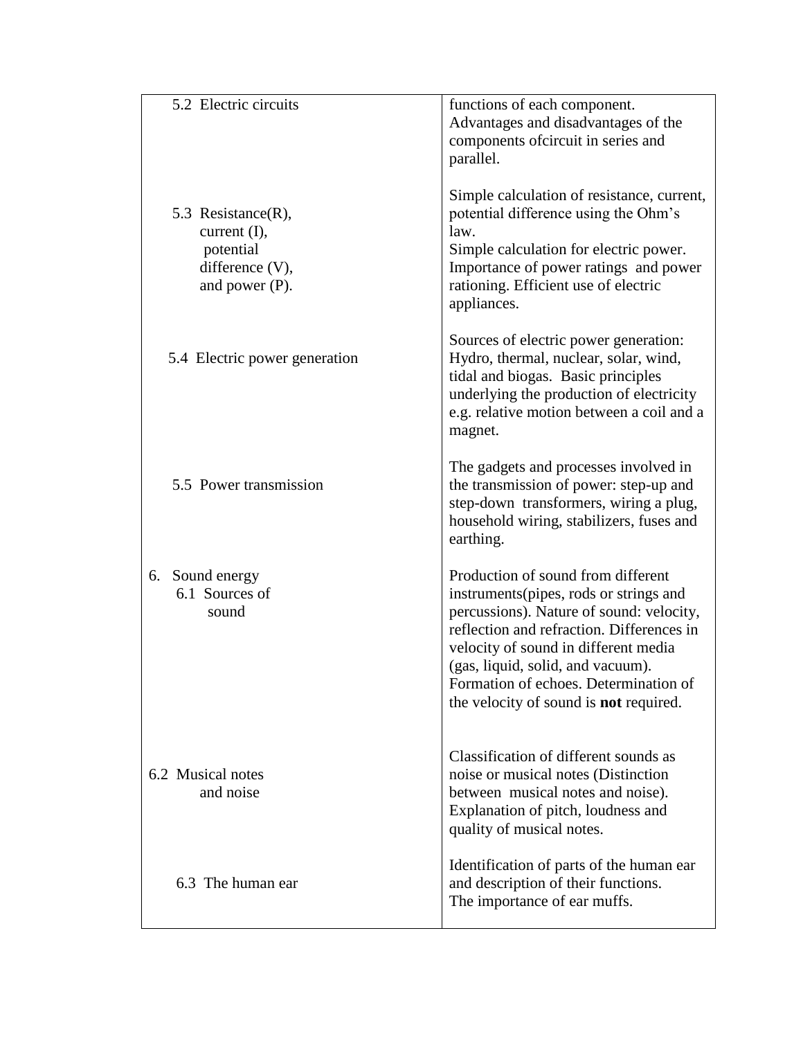| | |
|---|---|
| 5.2 Electric circuits | functions of each component. Advantages and disadvantages of the components ofcircuit in series and parallel. |
| 5.3 Resistance(R), current (I), potential difference (V), and power (P). | Simple calculation of resistance, current, potential difference using the Ohm's law. Simple calculation for electric power. Importance of power ratings and power rationing. Efficient use of electric appliances. |
| 5.4 Electric power generation | Sources of electric power generation: Hydro, thermal, nuclear, solar, wind, tidal and biogas. Basic principles underlying the production of electricity e.g. relative motion between a coil and a magnet. |
| 5.5 Power transmission | The gadgets and processes involved in the transmission of power: step-up and step-down transformers, wiring a plug, household wiring, stabilizers, fuses and earthing. |
| 6. Sound energy<br>6.1 Sources of sound | Production of sound from different instruments(pipes, rods or strings and percussions). Nature of sound: velocity, reflection and refraction. Differences in velocity of sound in different media (gas, liquid, solid, and vacuum). Formation of echoes. Determination of the velocity of sound is **not** required. |
| 6.2 Musical notes and noise | Classification of different sounds as noise or musical notes (Distinction between musical notes and noise). Explanation of pitch, loudness and quality of musical notes. |
| 6.3 The human ear | Identification of parts of the human ear and description of their functions. The importance of ear muffs. |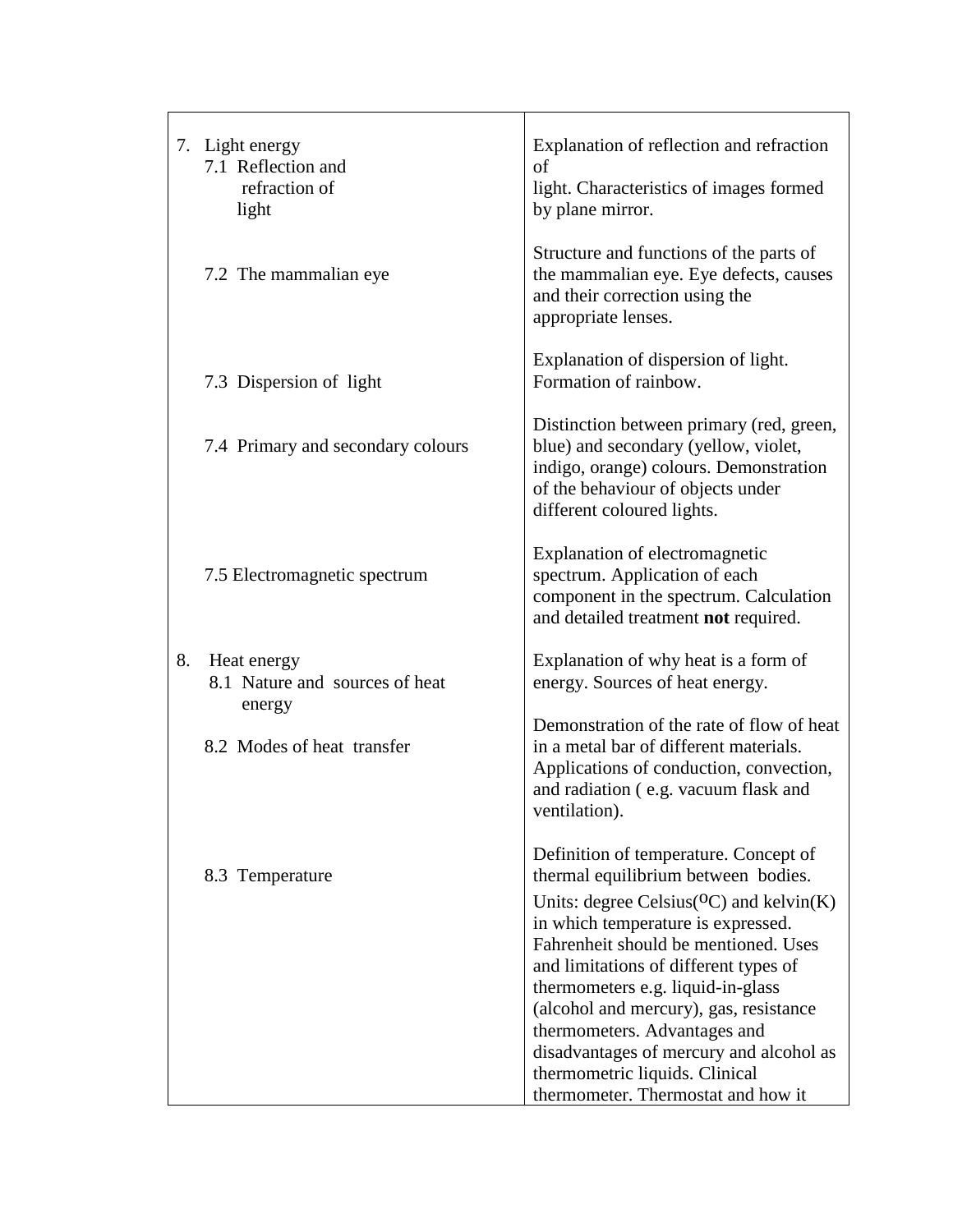| | |
|---|---|
| 7. Light energy<br>7.1 Reflection and refraction of light | Explanation of reflection and refraction of light. Characteristics of images formed by plane mirror. |
| 7.2 The mammalian eye | Structure and functions of the parts of the mammalian eye. Eye defects, causes and their correction using the appropriate lenses. |
| 7.3 Dispersion of light | Explanation of dispersion of light. Formation of rainbow. |
| 7.4 Primary and secondary colours | Distinction between primary (red, green, blue) and secondary (yellow, violet, indigo, orange) colours. Demonstration of the behaviour of objects under different coloured lights. |
| 7.5 Electromagnetic spectrum | Explanation of electromagnetic spectrum. Application of each component in the spectrum. Calculation and detailed treatment **not** required. |
| 8. Heat energy<br>8.1 Nature and sources of heat energy | Explanation of why heat is a form of energy. Sources of heat energy. |
| 8.2 Modes of heat transfer | Demonstration of the rate of flow of heat in a metal bar of different materials. Applications of conduction, convection, and radiation ( e.g. vacuum flask and ventilation). |
| 8.3 Temperature | Definition of temperature. Concept of thermal equilibrium between bodies. Units: degree Celsius($^oC$) and kelvin(K) in which temperature is expressed. Fahrenheit should be mentioned. Uses and limitations of different types of thermometers e.g. liquid-in-glass (alcohol and mercury), gas, resistance thermometers. Advantages and disadvantages of mercury and alcohol as thermometric liquids. Clinical thermometer. Thermostat and how it |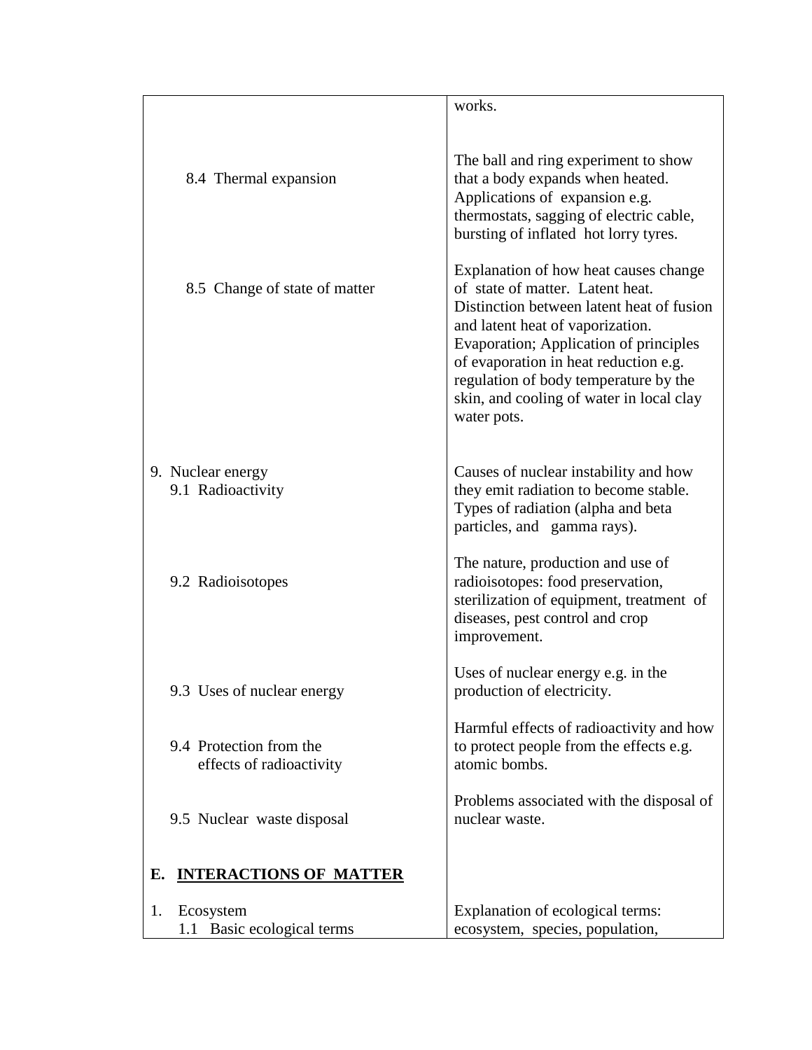| | |
|---|---|
| | works. |
| 8.4 Thermal expansion | The ball and ring experiment to show that a body expands when heated. Applications of expansion e.g. thermostats, sagging of electric cable, bursting of inflated hot lorry tyres. |
| 8.5 Change of state of matter | Explanation of how heat causes change of state of matter. Latent heat. Distinction between latent heat of fusion and latent heat of vaporization. Evaporation; Application of principles of evaporation in heat reduction e.g. regulation of body temperature by the skin, and cooling of water in local clay water pots. |
| 9. Nuclear energy<br>9.1 Radioactivity | Causes of nuclear instability and how they emit radiation to become stable. Types of radiation (alpha and beta particles, and gamma rays). |
| 9.2 Radioisotopes | The nature, production and use of radioisotopes: food preservation, sterilization of equipment, treatment of diseases, pest control and crop improvement. |
| 9.3 Uses of nuclear energy | Uses of nuclear energy e.g. in the production of electricity. |
| 9.4 Protection from the effects of radioactivity | Harmful effects of radioactivity and how to protect people from the effects e.g. atomic bombs. |
| 9.5 Nuclear waste disposal | Problems associated with the disposal of nuclear waste. |
| **E. INTERACTIONS OF MATTER** | |
| 1. Ecosystem<br>1.1 Basic ecological terms | Explanation of ecological terms: ecosystem, species, population, |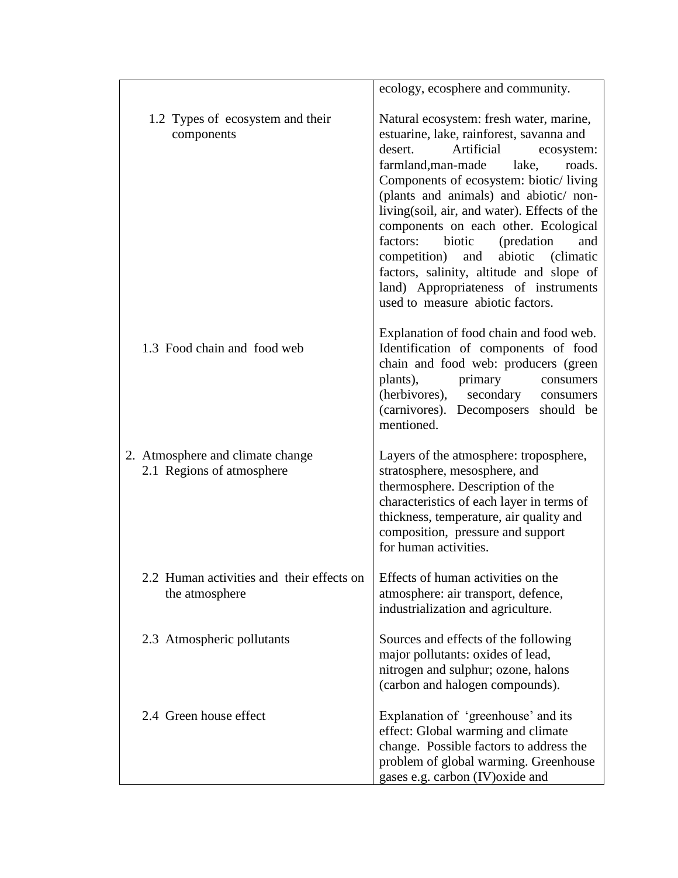| | |
|---|---|
| | ecology, ecosphere and community. |
| 1.2 Types of ecosystem and their components | Natural ecosystem: fresh water, marine, estuarine, lake, rainforest, savanna and desert. Artificial ecosystem: farmland,man-made lake, roads. Components of ecosystem: biotic/ living (plants and animals) and abiotic/ non-living(soil, air, and water). Effects of the components on each other. Ecological factors: biotic (predation and competition) and abiotic (climatic factors, salinity, altitude and slope of land) Appropriateness of instruments used to measure abiotic factors. |
| 1.3 Food chain and food web | Explanation of food chain and food web. Identification of components of food chain and food web: producers (green plants), primary consumers (herbivores), secondary consumers (carnivores). Decomposers should be mentioned. |
| 2. Atmosphere and climate change<br>2.1 Regions of atmosphere | Layers of the atmosphere: troposphere, stratosphere, mesosphere, and thermosphere. Description of the characteristics of each layer in terms of thickness, temperature, air quality and composition, pressure and support for human activities. |
| 2.2 Human activities and their effects on the atmosphere | Effects of human activities on the atmosphere: air transport, defence, industrialization and agriculture. |
| 2.3 Atmospheric pollutants | Sources and effects of the following major pollutants: oxides of lead, nitrogen and sulphur; ozone, halons (carbon and halogen compounds). |
| 2.4 Green house effect | Explanation of 'greenhouse' and its effect: Global warming and climate change. Possible factors to address the problem of global warming. Greenhouse gases e.g. carbon (IV)oxide and |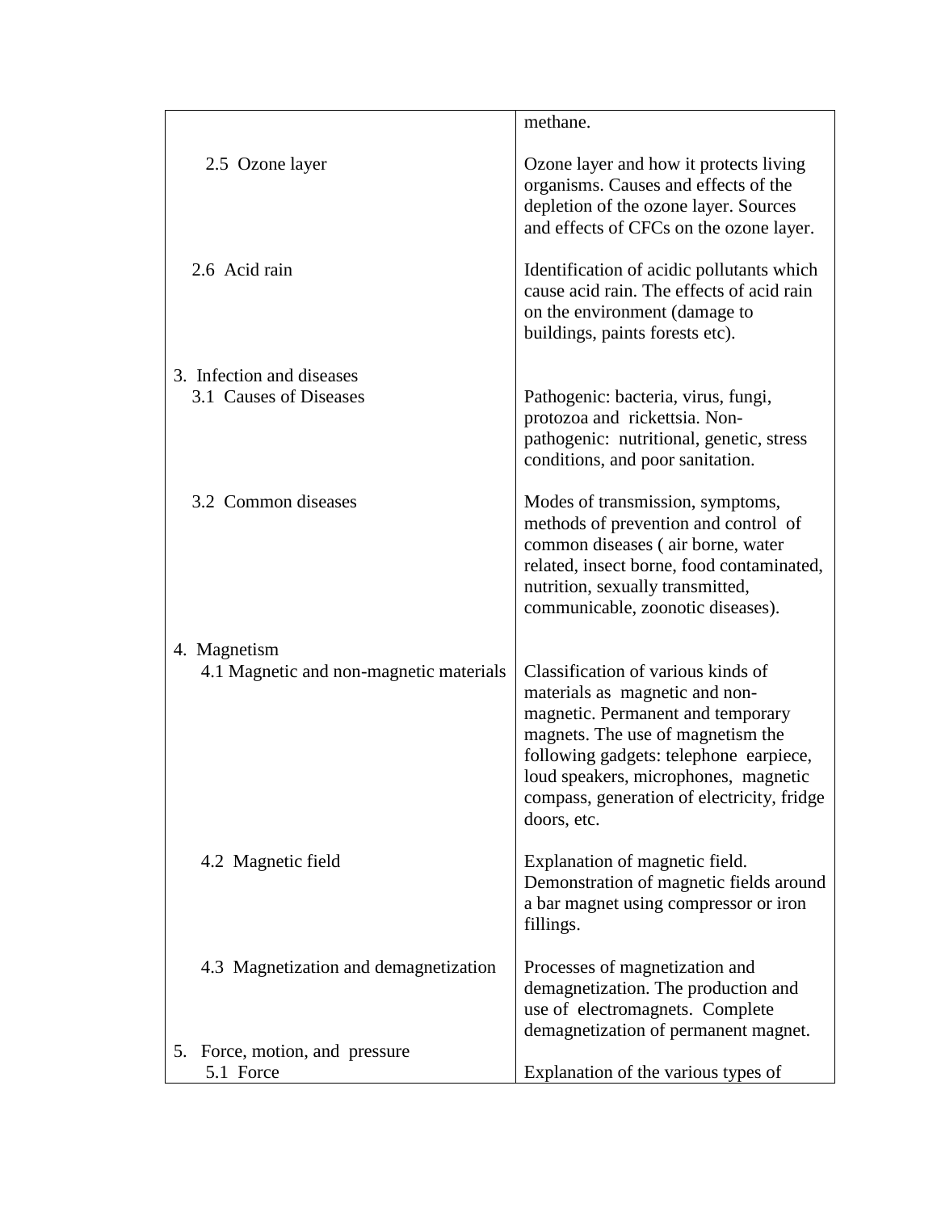| | |
|---|---|
| | methane. |
| 2.5 Ozone layer | Ozone layer and how it protects living organisms. Causes and effects of the depletion of the ozone layer. Sources and effects of CFCs on the ozone layer. |
| 2.6 Acid rain | Identification of acidic pollutants which cause acid rain. The effects of acid rain on the environment (damage to buildings, paints forests etc). |
| 3. Infection and diseases | |
| 3.1 Causes of Diseases | Pathogenic: bacteria, virus, fungi, protozoa and rickettsia. Non-pathogenic: nutritional, genetic, stress conditions, and poor sanitation. |
| 3.2 Common diseases | Modes of transmission, symptoms, methods of prevention and control of common diseases ( air borne, water related, insect borne, food contaminated, nutrition, sexually transmitted, communicable, zoonotic diseases). |
| 4. Magnetism | |
| 4.1 Magnetic and non-magnetic materials | Classification of various kinds of materials as magnetic and non-magnetic. Permanent and temporary magnets. The use of magnetism the following gadgets: telephone earpiece, loud speakers, microphones, magnetic compass, generation of electricity, fridge doors, etc. |
| 4.2 Magnetic field | Explanation of magnetic field. Demonstration of magnetic fields around a bar magnet using compressor or iron fillings. |
| 4.3 Magnetization and demagnetization | Processes of magnetization and demagnetization. The production and use of electromagnets. Complete demagnetization of permanent magnet. |
| 5. Force, motion, and pressure | |
| 5.1 Force | Explanation of the various types of |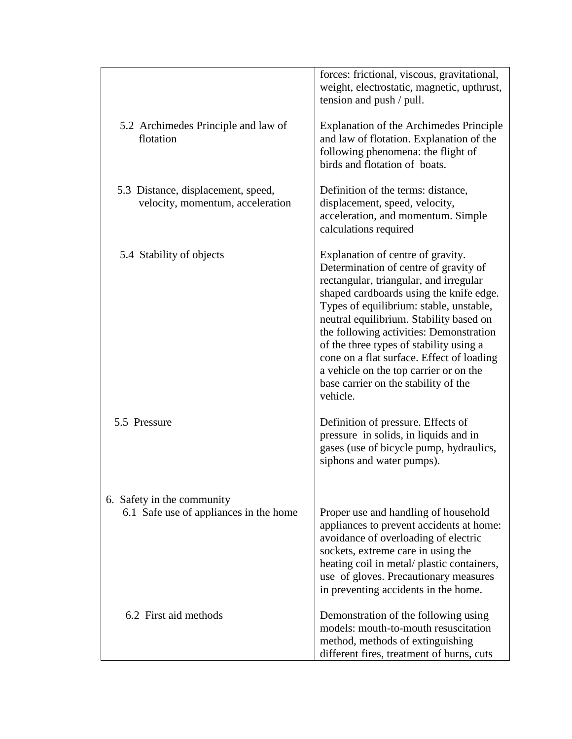| | |
|---|---|
| | forces: frictional, viscous, gravitational, weight, electrostatic, magnetic, upthrust, tension and push / pull. |
| 5.2 Archimedes Principle and law of flotation | Explanation of the Archimedes Principle and law of flotation. Explanation of the following phenomena: the flight of birds and flotation of boats. |
| 5.3 Distance, displacement, speed, velocity, momentum, acceleration | Definition of the terms: distance, displacement, speed, velocity, acceleration, and momentum. Simple calculations required |
| 5.4 Stability of objects | Explanation of centre of gravity. Determination of centre of gravity of rectangular, triangular, and irregular shaped cardboards using the knife edge. Types of equilibrium: stable, unstable, neutral equilibrium. Stability based on the following activities: Demonstration of the three types of stability using a cone on a flat surface. Effect of loading a vehicle on the top carrier or on the base carrier on the stability of the vehicle. |
| 5.5 Pressure | Definition of pressure. Effects of pressure in solids, in liquids and in gases (use of bicycle pump, hydraulics, siphons and water pumps). |
| 6. Safety in the community | |
| 6.1 Safe use of appliances in the home | Proper use and handling of household appliances to prevent accidents at home: avoidance of overloading of electric sockets, extreme care in using the heating coil in metal/ plastic containers, use of gloves. Precautionary measures in preventing accidents in the home. |
| 6.2 First aid methods | Demonstration of the following using models: mouth-to-mouth resuscitation method, methods of extinguishing different fires, treatment of burns, cuts |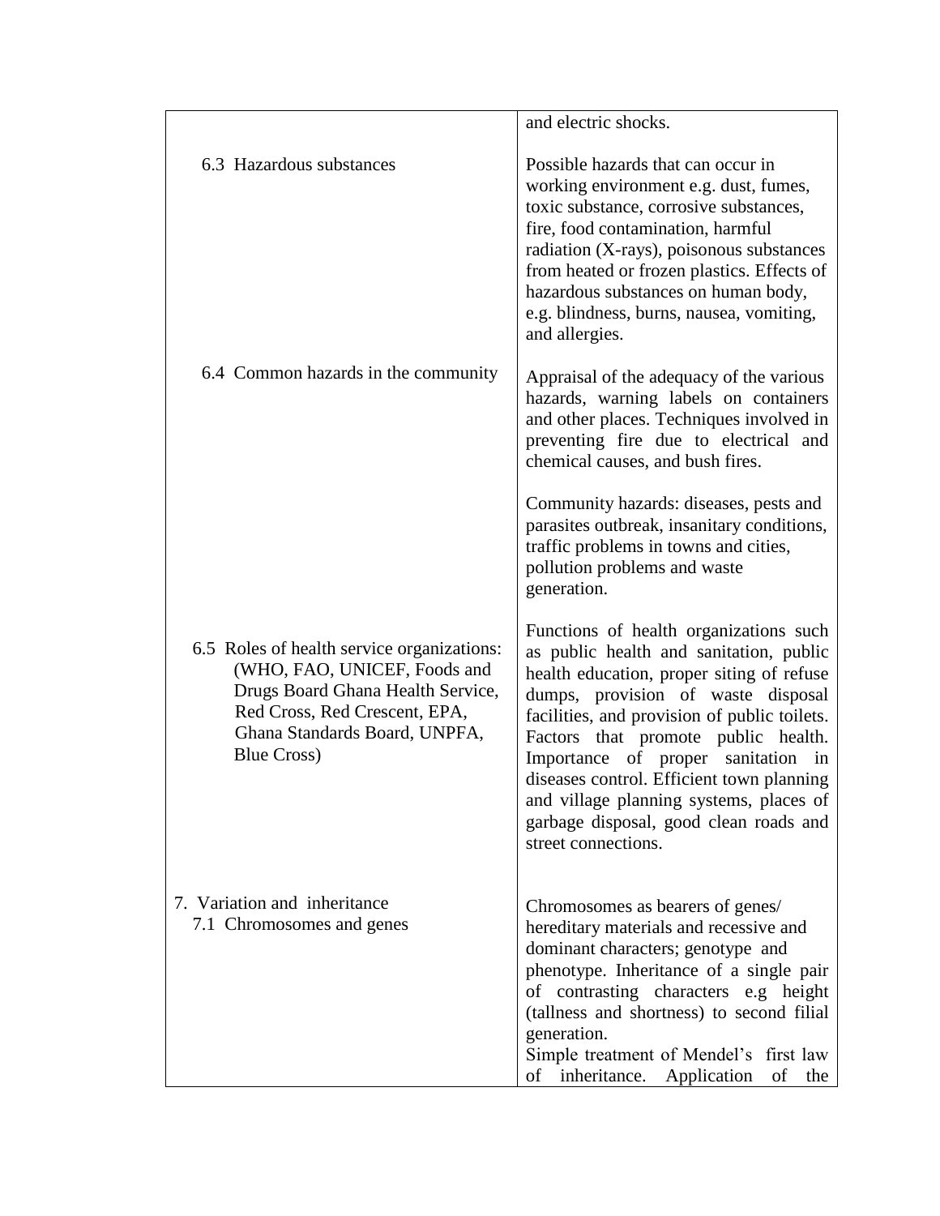| | |
|---|---|
| | and electric shocks. |
| 6.3 Hazardous substances | Possible hazards that can occur in working environment e.g. dust, fumes, toxic substance, corrosive substances, fire, food contamination, harmful radiation (X-rays), poisonous substances from heated or frozen plastics. Effects of hazardous substances on human body, e.g. blindness, burns, nausea, vomiting, and allergies. |
| 6.4 Common hazards in the community | Appraisal of the adequacy of the various hazards, warning labels on containers and other places. Techniques involved in preventing fire due to electrical and chemical causes, and bush fires.<br><br>Community hazards: diseases, pests and parasites outbreak, insanitary conditions, traffic problems in towns and cities, pollution problems and waste generation. |
| 6.5 Roles of health service organizations: (WHO, FAO, UNICEF, Foods and Drugs Board Ghana Health Service, Red Cross, Red Crescent, EPA, Ghana Standards Board, UNPFA, Blue Cross) | Functions of health organizations such as public health and sanitation, public health education, proper siting of refuse dumps, provision of waste disposal facilities, and provision of public toilets. Factors that promote public health. Importance of proper sanitation in diseases control. Efficient town planning and village planning systems, places of garbage disposal, good clean roads and street connections. |
| 7. Variation and inheritance<br>7.1 Chromosomes and genes | Chromosomes as bearers of genes/ hereditary materials and recessive and dominant characters; genotype and phenotype. Inheritance of a single pair of contrasting characters e.g height (tallness and shortness) to second filial generation.<br>Simple treatment of Mendel's first law of inheritance. Application of the |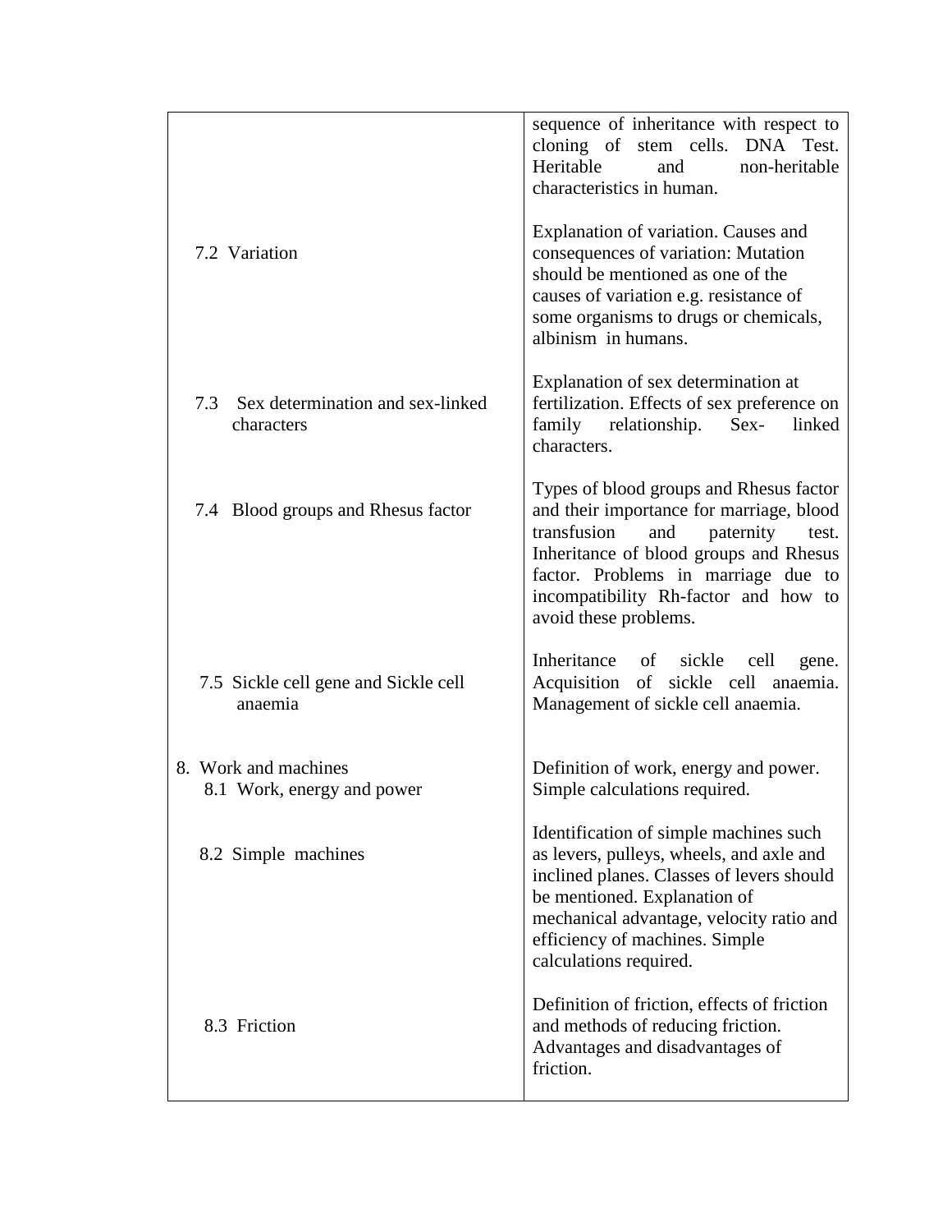| | |
|---|---|
| | sequence of inheritance with respect to cloning of stem cells. DNA Test. Heritable and non-heritable characteristics in human. |
| 7.2 Variation | Explanation of variation. Causes and consequences of variation: Mutation should be mentioned as one of the causes of variation e.g. resistance of some organisms to drugs or chemicals, albinism in humans. |
| 7.3 Sex determination and sex-linked characters | Explanation of sex determination at fertilization. Effects of sex preference on family relationship. Sex- linked characters. |
| 7.4 Blood groups and Rhesus factor | Types of blood groups and Rhesus factor and their importance for marriage, blood transfusion and paternity test. Inheritance of blood groups and Rhesus factor. Problems in marriage due to incompatibility Rh-factor and how to avoid these problems. |
| 7.5 Sickle cell gene and Sickle cell anaemia | Inheritance of sickle cell gene. Acquisition of sickle cell anaemia. Management of sickle cell anaemia. |
| 8. Work and machines<br>8.1 Work, energy and power | Definition of work, energy and power. Simple calculations required. |
| 8.2 Simple machines | Identification of simple machines such as levers, pulleys, wheels, and axle and inclined planes. Classes of levers should be mentioned. Explanation of mechanical advantage, velocity ratio and efficiency of machines. Simple calculations required. |
| 8.3 Friction | Definition of friction, effects of friction and methods of reducing friction. Advantages and disadvantages of friction. |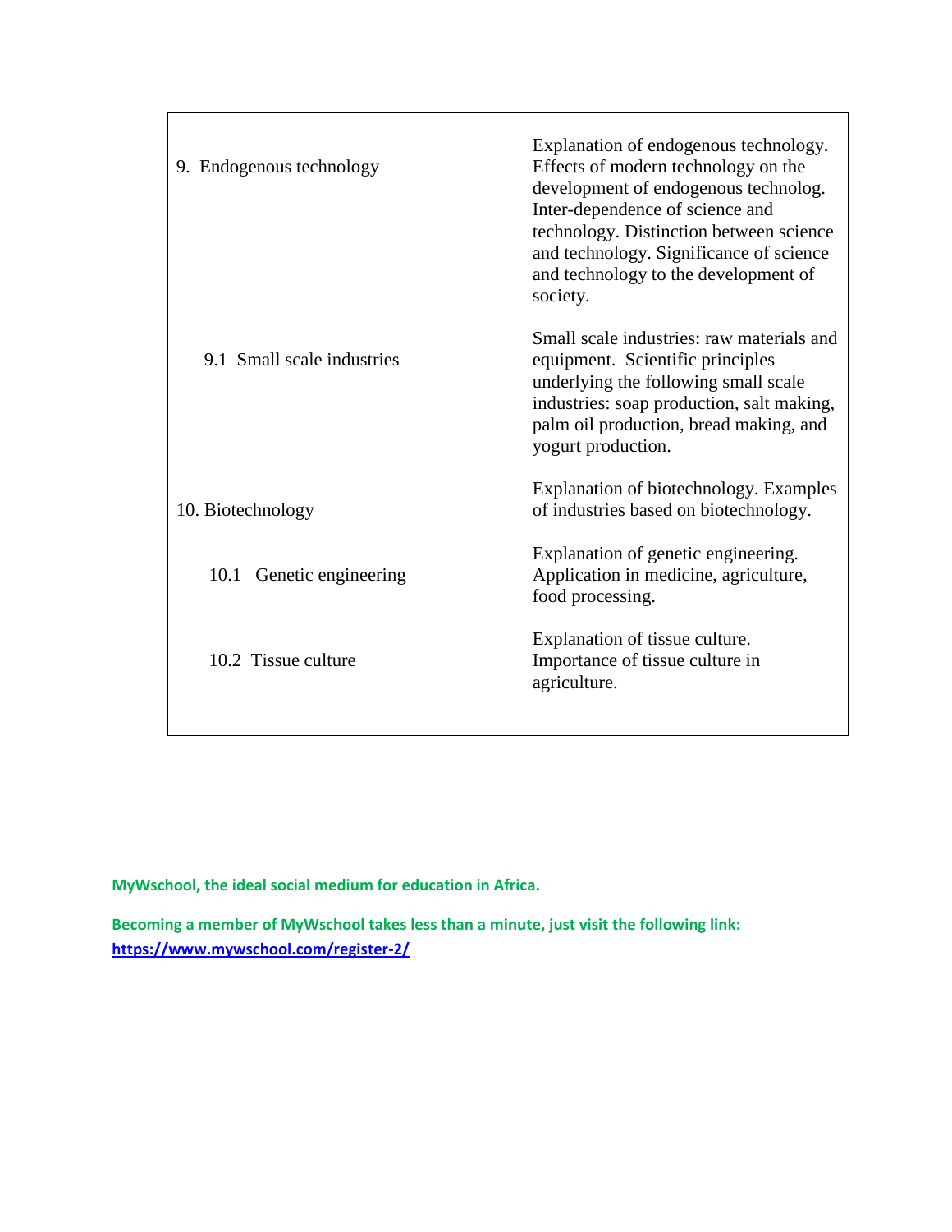| | |
|---|---|
| 9. Endogenous technology | Explanation of endogenous technology. Effects of modern technology on the development of endogenous technolog. Inter-dependence of science and technology. Distinction between science and technology. Significance of science and technology to the development of society. |
| 9.1 Small scale industries | Small scale industries: raw materials and equipment. Scientific principles underlying the following small scale industries: soap production, salt making, palm oil production, bread making, and yogurt production. |
| 10. Biotechnology | Explanation of biotechnology. Examples of industries based on biotechnology. |
| 10.1 Genetic engineering | Explanation of genetic engineering. Application in medicine, agriculture, food processing. |
| 10.2 Tissue culture | Explanation of tissue culture. Importance of tissue culture in agriculture. |

**MyWschool, the ideal social medium for education in Africa.**

**Becoming a member of MyWschool takes less than a minute, just visit the following link:**
**https://www.mywschool.com/register-2/**